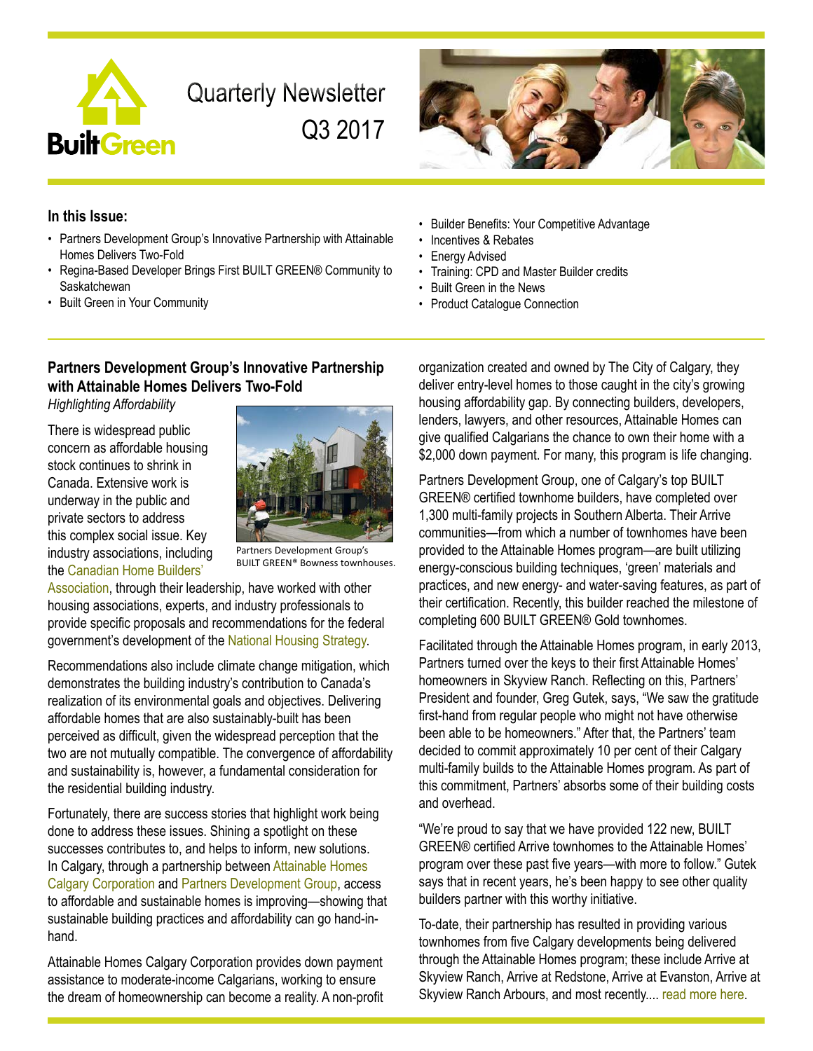# Quarterly Newsletter Q3 2017

**In this Issue:**

- Partners Development Group's Innovative Partnership with Attainable Homes Delivers Two-Fold
- Regina-Based Developer Brings First BUILT GREEN® Community to Saskatchewan
- Built Green in Your Community
- Builder Benefits: Your Competitive Advantage
- Incentives & Rebates
- Energy Advised
- Training: CPD and Master Builder credits
- Built Green in the News
- Product Catalogue Connection

## Partners Development Group's Innovative Partnership with Attainable Homes Delivers Two-Fold

*Highlighting Affordability*

There is widespread public concern as affordable housing stock continues to shrink in Canada. Extensive work is underway in the public and private sectors to address this complex social issue. Key industry associations, including the Canadian Home Builders' Association, through their leadership, have worked with other housing associations, experts, and industry professionals to provide specific proposals and recommendations for the federal government's development of the National Housing Strategy.

Partners Development Group's BUILT GREEN® Bowness townhouses.

Recommendations also include climate change mitigation, which demonstrates the building industry's contribution to Canada's realization of its environmental goals and objectives. Delivering affordable homes that are also sustainably-built has been perceived as difficult, given the widespread perception that the two are not mutually compatible. The convergence of affordability and sustainability is, however, a fundamental consideration for the residential building industry.

Fortunately, there are success stories that highlight work being done to address these issues. Shining a spotlight on these successes contributes to, and helps to inform, new solutions. In Calgary, through a partnership between Attainable Homes Calgary Corporation and Partners Development Group, access to affordable and sustainable homes is improving—showing that sustainable building practices and affordability can go hand-in-hand.

Attainable Homes Calgary Corporation provides down payment assistance to moderate-income Calgarians, working to ensure the dream of homeownership can become a reality. A non-profit organization created and owned by The City of Calgary, they deliver entry-level homes to those caught in the city's growing housing affordability gap. By connecting builders, developers, lenders, lawyers, and other resources, Attainable Homes can give qualified Calgarians the chance to own their home with a $2,000 down payment. For many, this program is life changing.

Partners Development Group, one of Calgary's top BUILT GREEN® certified townhome builders, have completed over 1,300 multi-family projects in Southern Alberta. Their Arrive communities—from which a number of townhomes have been provided to the Attainable Homes program—are built utilizing energy-conscious building techniques, 'green' materials and practices, and new energy- and water-saving features, as part of their certification. Recently, this builder reached the milestone of completing 600 BUILT GREEN® Gold townhomes.

Facilitated through the Attainable Homes program, in early 2013, Partners turned over the keys to their first Attainable Homes' homeowners in Skyview Ranch. Reflecting on this, Partners' President and founder, Greg Gutek, says, "We saw the gratitude first-hand from regular people who might not have otherwise been able to be homeowners." After that, the Partners' team decided to commit approximately 10 per cent of their Calgary multi-family builds to the Attainable Homes program. As part of this commitment, Partners' absorbs some of their building costs and overhead.

"We're proud to say that we have provided 122 new, BUILT GREEN® certified Arrive townhomes to the Attainable Homes' program over these past five years—with more to follow." Gutek says that in recent years, he's been happy to see other quality builders partner with this worthy initiative.

To-date, their partnership has resulted in providing various townhomes from five Calgary developments being delivered through the Attainable Homes program; these include Arrive at Skyview Ranch, Arrive at Redstone, Arrive at Evanston, Arrive at Skyview Ranch Arbours, and most recently.... read more here.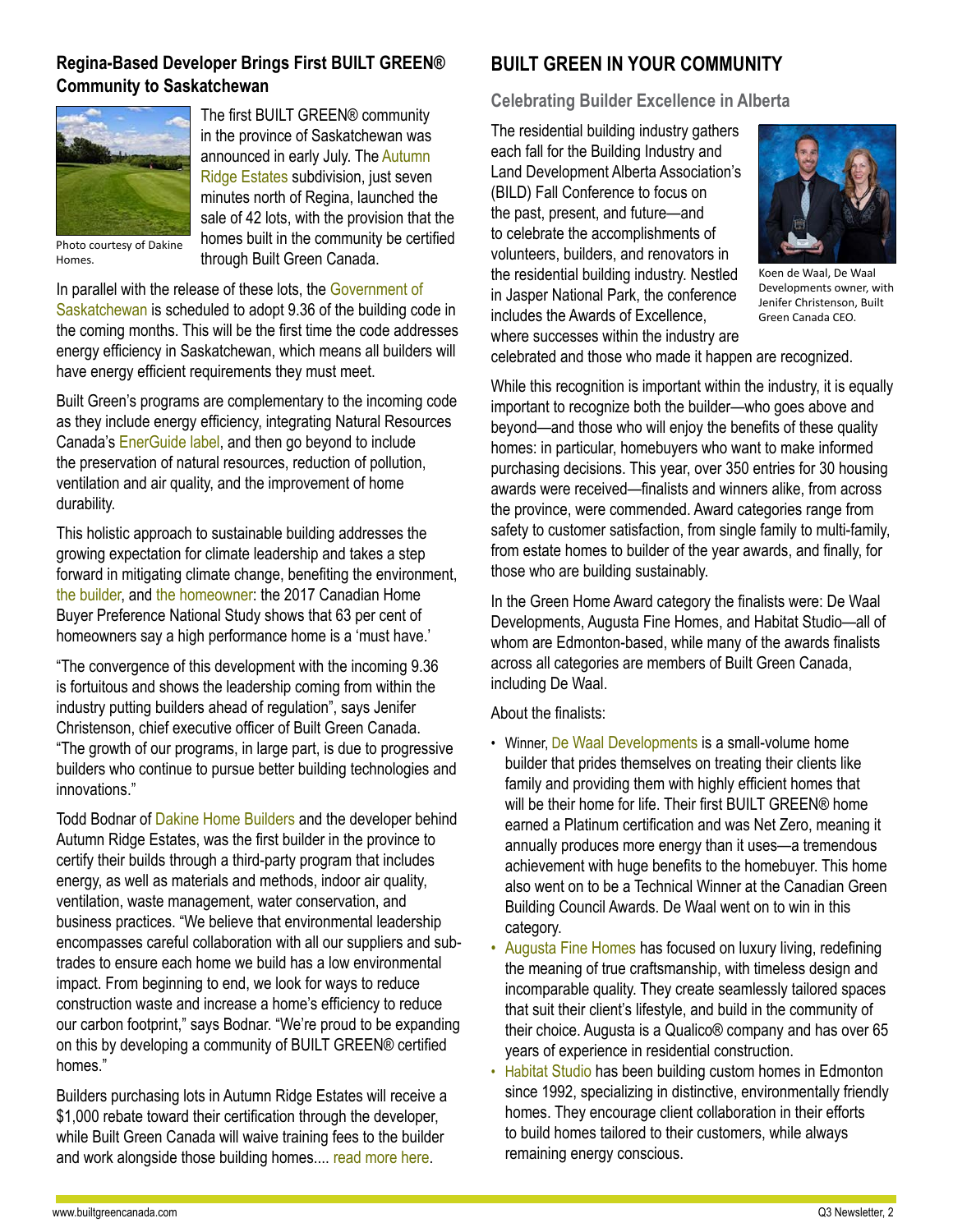## Regina-Based Developer Brings First BUILT GREEN® Community to Saskatchewan

Photo courtesy of Dakine Homes.

The first BUILT GREEN® community in the province of Saskatchewan was announced in early July. The Autumn Ridge Estates subdivision, just seven minutes north of Regina, launched the sale of 42 lots, with the provision that the homes built in the community be certified through Built Green Canada.

In parallel with the release of these lots, the Government of Saskatchewan is scheduled to adopt 9.36 of the building code in the coming months. This will be the first time the code addresses energy efficiency in Saskatchewan, which means all builders will have energy efficient requirements they must meet.

Built Green's programs are complementary to the incoming code as they include energy efficiency, integrating Natural Resources Canada's EnerGuide label, and then go beyond to include the preservation of natural resources, reduction of pollution, ventilation and air quality, and the improvement of home durability.

This holistic approach to sustainable building addresses the growing expectation for climate leadership and takes a step forward in mitigating climate change, benefiting the environment, the builder, and the homeowner: the 2017 Canadian Home Buyer Preference National Study shows that 63 per cent of homeowners say a high performance home is a 'must have.'

"The convergence of this development with the incoming 9.36 is fortuitous and shows the leadership coming from within the industry putting builders ahead of regulation", says Jenifer Christenson, chief executive officer of Built Green Canada. "The growth of our programs, in large part, is due to progressive builders who continue to pursue better building technologies and innovations."

Todd Bodnar of Dakine Home Builders and the developer behind Autumn Ridge Estates, was the first builder in the province to certify their builds through a third-party program that includes energy, as well as materials and methods, indoor air quality, ventilation, waste management, water conservation, and business practices. "We believe that environmental leadership encompasses careful collaboration with all our suppliers and sub-trades to ensure each home we build has a low environmental impact. From beginning to end, we look for ways to reduce construction waste and increase a home's efficiency to reduce our carbon footprint," says Bodnar. "We're proud to be expanding on this by developing a community of BUILT GREEN® certified homes."

Builders purchasing lots in Autumn Ridge Estates will receive a $1,000 rebate toward their certification through the developer, while Built Green Canada will waive training fees to the builder and work alongside those building homes.... read more here.

## BUILT GREEN IN YOUR COMMUNITY

### Celebrating Builder Excellence in Alberta

The residential building industry gathers each fall for the Building Industry and Land Development Alberta Association's (BILD) Fall Conference to focus on the past, present, and future—and to celebrate the accomplishments of volunteers, builders, and renovators in the residential building industry. Nestled in Jasper National Park, the conference includes the Awards of Excellence, where successes within the industry are celebrated and those who made it happen are recognized.

Koen de Waal, De Waal Developments owner, with Jenifer Christenson, Built Green Canada CEO.

While this recognition is important within the industry, it is equally important to recognize both the builder—who goes above and beyond—and those who will enjoy the benefits of these quality homes: in particular, homebuyers who want to make informed purchasing decisions. This year, over 350 entries for 30 housing awards were received—finalists and winners alike, from across the province, were commended. Award categories range from safety to customer satisfaction, from single family to multi-family, from estate homes to builder of the year awards, and finally, for those who are building sustainably.

In the Green Home Award category the finalists were: De Waal Developments, Augusta Fine Homes, and Habitat Studio—all of whom are Edmonton-based, while many of the awards finalists across all categories are members of Built Green Canada, including De Waal.

About the finalists:

- Winner, De Waal Developments is a small-volume home builder that prides themselves on treating their clients like family and providing them with highly efficient homes that will be their home for life. Their first BUILT GREEN® home earned a Platinum certification and was Net Zero, meaning it annually produces more energy than it uses—a tremendous achievement with huge benefits to the homebuyer. This home also went on to be a Technical Winner at the Canadian Green Building Council Awards. De Waal went on to win in this category.
- Augusta Fine Homes has focused on luxury living, redefining the meaning of true craftsmanship, with timeless design and incomparable quality. They create seamlessly tailored spaces that suit their client's lifestyle, and build in the community of their choice. Augusta is a Qualico® company and has over 65 years of experience in residential construction.
- Habitat Studio has been building custom homes in Edmonton since 1992, specializing in distinctive, environmentally friendly homes. They encourage client collaboration in their efforts to build homes tailored to their customers, while always remaining energy conscious.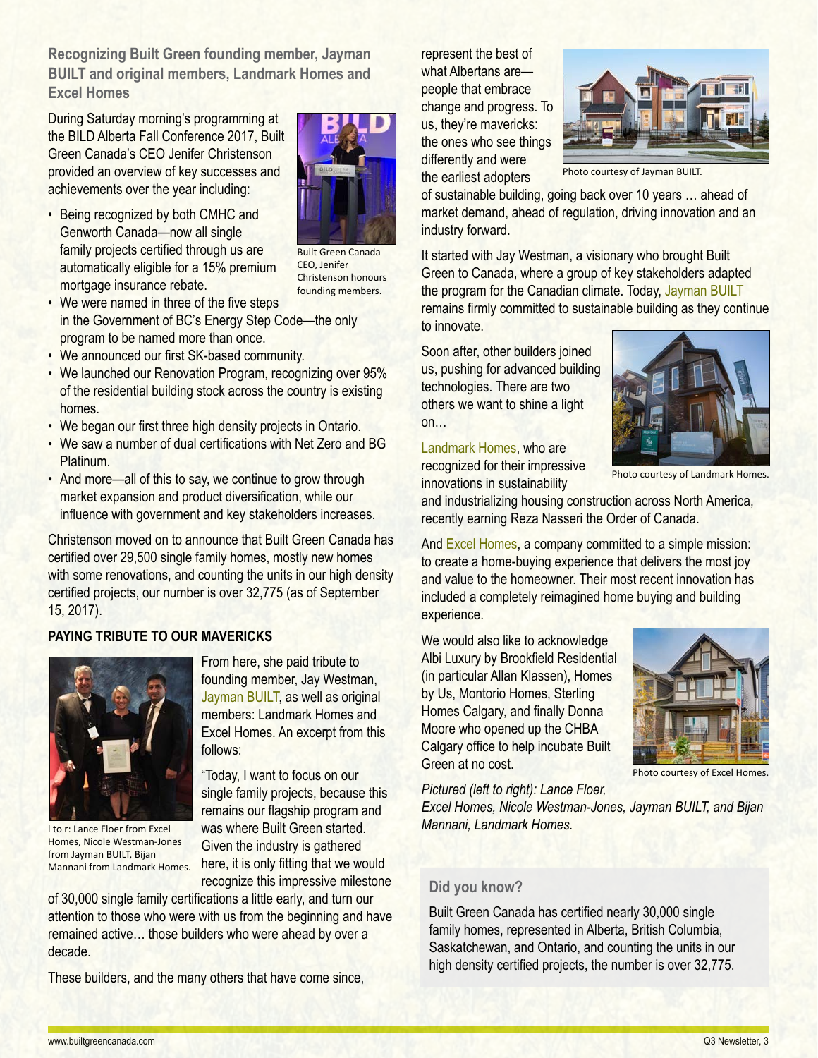## Recognizing Built Green founding member, Jayman BUILT and original members, Landmark Homes and Excel Homes

During Saturday morning's programming at the BILD Alberta Fall Conference 2017, Built Green Canada's CEO Jenifer Christenson provided an overview of key successes and achievements over the year including:

- Being recognized by both CMHC and Genworth Canada—now all single family projects certified through us are automatically eligible for a 15% premium mortgage insurance rebate.
- We were named in three of the five steps in the Government of BC's Energy Step Code—the only program to be named more than once.
- We announced our first SK-based community.
- We launched our Renovation Program, recognizing over 95% of the residential building stock across the country is existing homes.
- We began our first three high density projects in Ontario.
- We saw a number of dual certifications with Net Zero and BG Platinum.
- And more—all of this to say, we continue to grow through market expansion and product diversification, while our influence with government and key stakeholders increases.

Built Green Canada CEO, Jenifer Christenson honours founding members.

Christenson moved on to announce that Built Green Canada has certified over 29,500 single family homes, mostly new homes with some renovations, and counting the units in our high density certified projects, our number is over 32,775 (as of September 15, 2017).

### PAYING TRIBUTE TO OUR MAVERICKS

l to r: Lance Floer from Excel Homes, Nicole Westman-Jones from Jayman BUILT, Bijan Mannani from Landmark Homes.

From here, she paid tribute to founding member, Jay Westman, Jayman BUILT, as well as original members: Landmark Homes and Excel Homes. An excerpt from this follows:

"Today, I want to focus on our single family projects, because this remains our flagship program and was where Built Green started. Given the industry is gathered here, it is only fitting that we would recognize this impressive milestone of 30,000 single family certifications a little early, and turn our attention to those who were with us from the beginning and have remained active… those builders who were ahead by over a decade.

These builders, and the many others that have come since, represent the best of what Albertans are—people that embrace change and progress. To us, they're mavericks: the ones who see things differently and were the earliest adopters of sustainable building, going back over 10 years … ahead of market demand, ahead of regulation, driving innovation and an industry forward.

Photo courtesy of Jayman BUILT.

It started with Jay Westman, a visionary who brought Built Green to Canada, where a group of key stakeholders adapted the program for the Canadian climate. Today, Jayman BUILT remains firmly committed to sustainable building as they continue to innovate.

Soon after, other builders joined us, pushing for advanced building technologies. There are two others we want to shine a light on…

Landmark Homes, who are recognized for their impressive innovations in sustainability and industrializing housing construction across North America, recently earning Reza Nasseri the Order of Canada.

Photo courtesy of Landmark Homes.

And Excel Homes, a company committed to a simple mission: to create a home-buying experience that delivers the most joy and value to the homeowner. Their most recent innovation has included a completely reimagined home buying and building experience.

We would also like to acknowledge Albi Luxury by Brookfield Residential (in particular Allan Klassen), Homes by Us, Montorio Homes, Sterling Homes Calgary, and finally Donna Moore who opened up the CHBA Calgary office to help incubate Built Green at no cost.

Photo courtesy of Excel Homes.

*Pictured (left to right): Lance Floer, Excel Homes, Nicole Westman-Jones, Jayman BUILT, and Bijan Mannani, Landmark Homes.*

### Did you know?

Built Green Canada has certified nearly 30,000 single family homes, represented in Alberta, British Columbia, Saskatchewan, and Ontario, and counting the units in our high density certified projects, the number is over 32,775.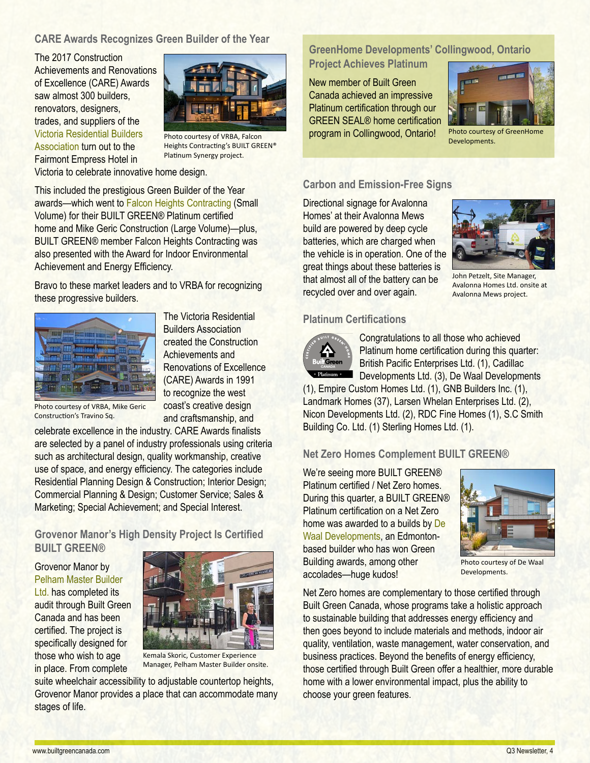## CARE Awards Recognizes Green Builder of the Year

The 2017 Construction Achievements and Renovations of Excellence (CARE) Awards saw almost 300 builders, renovators, designers, trades, and suppliers of the Victoria Residential Builders Association turn out to the Fairmont Empress Hotel in Victoria to celebrate innovative home design.

Photo courtesy of VRBA, Falcon Heights Contracting's BUILT GREEN® Platinum Synergy project.

This included the prestigious Green Builder of the Year awards—which went to Falcon Heights Contracting (Small Volume) for their BUILT GREEN® Platinum certified home and Mike Geric Construction (Large Volume)—plus, BUILT GREEN® member Falcon Heights Contracting was also presented with the Award for Indoor Environmental Achievement and Energy Efficiency.

Bravo to these market leaders and to VRBA for recognizing these progressive builders.

Photo courtesy of VRBA, Mike Geric Construction's Travino Sq.

The Victoria Residential Builders Association created the Construction Achievements and Renovations of Excellence (CARE) Awards in 1991 to recognize the west coast's creative design and craftsmanship, and celebrate excellence in the industry. CARE Awards finalists are selected by a panel of industry professionals using criteria such as architectural design, quality workmanship, creative use of space, and energy efficiency. The categories include Residential Planning Design & Construction; Interior Design; Commercial Planning & Design; Customer Service; Sales & Marketing; Special Achievement; and Special Interest.

## Grovenor Manor's High Density Project Is Certified BUILT GREEN®

Grovenor Manor by Pelham Master Builder Ltd. has completed its audit through Built Green Canada and has been certified. The project is specifically designed for those who wish to age in place. From complete suite wheelchair accessibility to adjustable countertop heights, Grovenor Manor provides a place that can accommodate many stages of life.

Kemala Skoric, Customer Experience Manager, Pelham Master Builder onsite.

## GreenHome Developments' Collingwood, Ontario Project Achieves Platinum

New member of Built Green Canada achieved an impressive Platinum certification through our GREEN SEAL® home certification program in Collingwood, Ontario!

Photo courtesy of GreenHome Developments.

## Carbon and Emission-Free Signs

Directional signage for Avalonna Homes' at their Avalonna Mews build are powered by deep cycle batteries, which are charged when the vehicle is in operation. One of the great things about these batteries is that almost all of the battery can be recycled over and over again.

John Petzelt, Site Manager, Avalonna Homes Ltd. onsite at Avalonna Mews project.

## Platinum Certifications

Congratulations to all those who achieved Platinum home certification during this quarter: British Pacific Enterprises Ltd. (1), Cadillac Developments Ltd. (3), De Waal Developments (1), Empire Custom Homes Ltd. (1), GNB Builders Inc. (1), Landmark Homes (37), Larsen Whelan Enterprises Ltd. (2), Nicon Developments Ltd. (2), RDC Fine Homes (1), S.C Smith Building Co. Ltd. (1) Sterling Homes Ltd. (1).

## Net Zero Homes Complement BUILT GREEN®

We're seeing more BUILT GREEN® Platinum certified / Net Zero homes. During this quarter, a BUILT GREEN® Platinum certification on a Net Zero home was awarded to a builds by De Waal Developments, an Edmonton-based builder who has won Green Building awards, among other accolades—huge kudos!

Photo courtesy of De Waal Developments.

Net Zero homes are complementary to those certified through Built Green Canada, whose programs take a holistic approach to sustainable building that addresses energy efficiency and then goes beyond to include materials and methods, indoor air quality, ventilation, waste management, water conservation, and business practices. Beyond the benefits of energy efficiency, those certified through Built Green offer a healthier, more durable home with a lower environmental impact, plus the ability to choose your green features.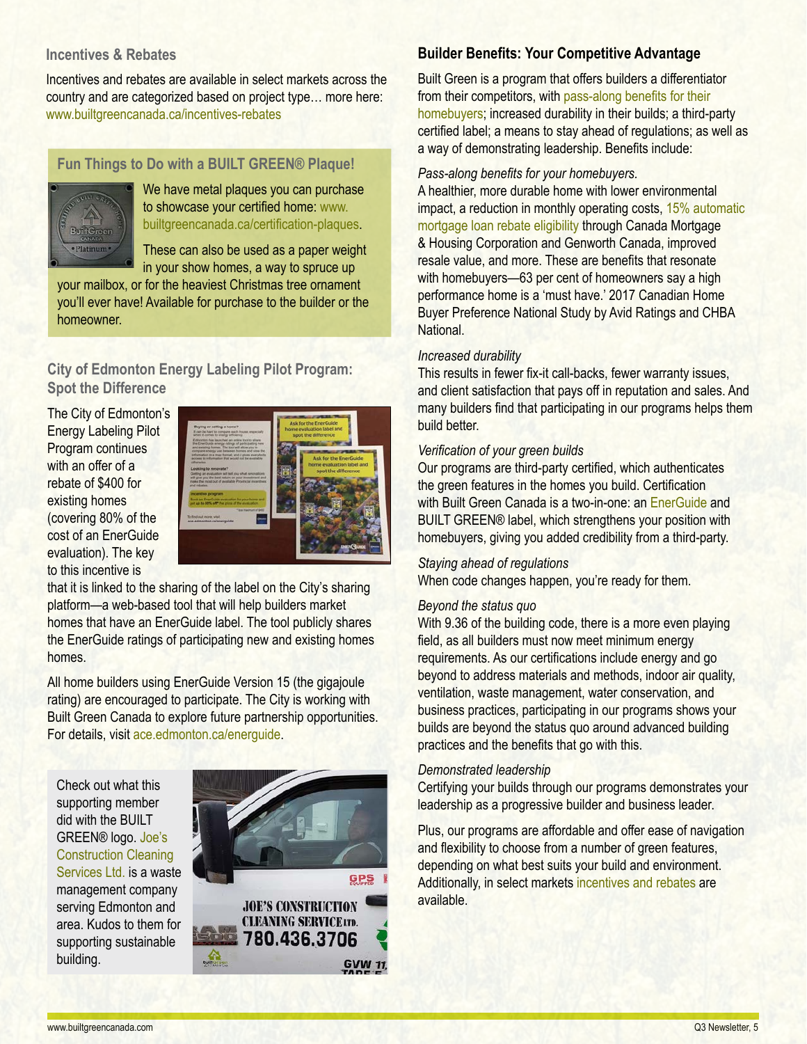## Incentives & Rebates

Incentives and rebates are available in select markets across the country and are categorized based on project type… more here: www.builtgreencanada.ca/incentives-rebates

### Fun Things to Do with a BUILT GREEN® Plaque!

We have metal plaques you can purchase to showcase your certified home: www.builtgreencanada.ca/certification-plaques.

These can also be used as a paper weight in your show homes, a way to spruce up your mailbox, or for the heaviest Christmas tree ornament you'll ever have! Available for purchase to the builder or the homeowner.

## City of Edmonton Energy Labeling Pilot Program: Spot the Difference

The City of Edmonton's Energy Labeling Pilot Program continues with an offer of a rebate of $400 for existing homes (covering 80% of the cost of an EnerGuide evaluation). The key to this incentive is that it is linked to the sharing of the label on the City's sharing platform—a web-based tool that will help builders market homes that have an EnerGuide label. The tool publicly shares the EnerGuide ratings of participating new and existing homes homes.

All home builders using EnerGuide Version 15 (the gigajoule rating) are encouraged to participate. The City is working with Built Green Canada to explore future partnership opportunities. For details, visit ace.edmonton.ca/energuide.

Check out what this supporting member did with the BUILT GREEN® logo. Joe's Construction Cleaning Services Ltd. is a waste management company serving Edmonton and area. Kudos to them for supporting sustainable building.

## Builder Benefits: Your Competitive Advantage

Built Green is a program that offers builders a differentiator from their competitors, with pass-along benefits for their homebuyers; increased durability in their builds; a third-party certified label; a means to stay ahead of regulations; as well as a way of demonstrating leadership. Benefits include:

*Pass-along benefits for your homebuyers.*
A healthier, more durable home with lower environmental impact, a reduction in monthly operating costs, 15% automatic mortgage loan rebate eligibility through Canada Mortgage & Housing Corporation and Genworth Canada, improved resale value, and more. These are benefits that resonate with homebuyers—63 per cent of homeowners say a high performance home is a 'must have.' 2017 Canadian Home Buyer Preference National Study by Avid Ratings and CHBA National.

*Increased durability*
This results in fewer fix-it call-backs, fewer warranty issues, and client satisfaction that pays off in reputation and sales. And many builders find that participating in our programs helps them build better.

*Verification of your green builds*
Our programs are third-party certified, which authenticates the green features in the homes you build. Certification with Built Green Canada is a two-in-one: an EnerGuide and BUILT GREEN® label, which strengthens your position with homebuyers, giving you added credibility from a third-party.

*Staying ahead of regulations*
When code changes happen, you're ready for them.

*Beyond the status quo*
With 9.36 of the building code, there is a more even playing field, as all builders must now meet minimum energy requirements. As our certifications include energy and go beyond to address materials and methods, indoor air quality, ventilation, waste management, water conservation, and business practices, participating in our programs shows your builds are beyond the status quo around advanced building practices and the benefits that go with this.

*Demonstrated leadership*
Certifying your builds through our programs demonstrates your leadership as a progressive builder and business leader.

Plus, our programs are affordable and offer ease of navigation and flexibility to choose from a number of green features, depending on what best suits your build and environment. Additionally, in select markets incentives and rebates are available.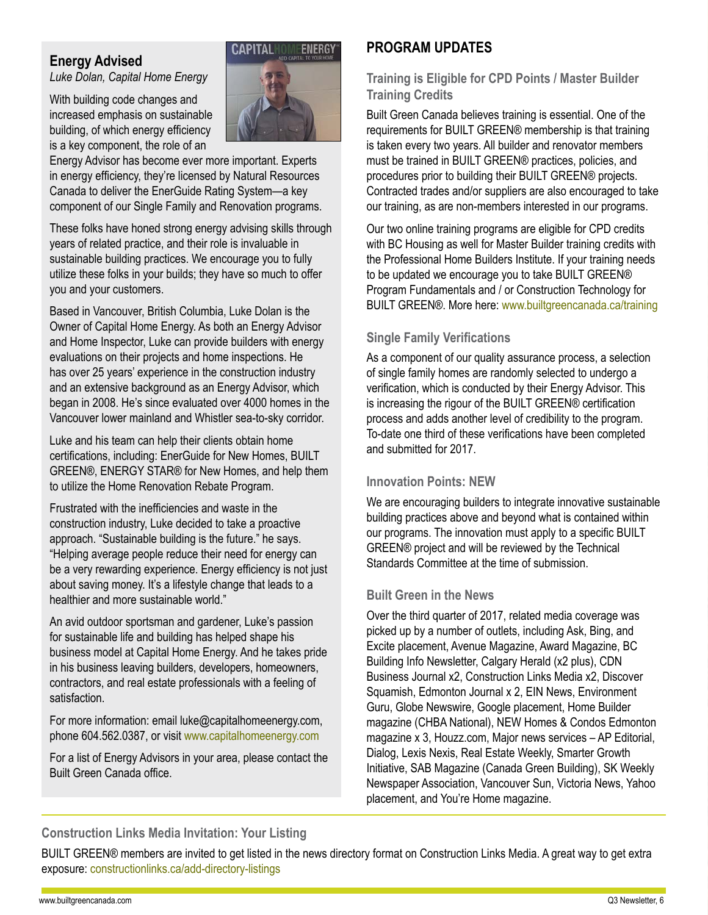## Energy Advised

*Luke Dolan, Capital Home Energy*

With building code changes and increased emphasis on sustainable building, of which energy efficiency is a key component, the role of an Energy Advisor has become ever more important. Experts in energy efficiency, they're licensed by Natural Resources Canada to deliver the EnerGuide Rating System—a key component of our Single Family and Renovation programs.

These folks have honed strong energy advising skills through years of related practice, and their role is invaluable in sustainable building practices. We encourage you to fully utilize these folks in your builds; they have so much to offer you and your customers.

Based in Vancouver, British Columbia, Luke Dolan is the Owner of Capital Home Energy. As both an Energy Advisor and Home Inspector, Luke can provide builders with energy evaluations on their projects and home inspections. He has over 25 years' experience in the construction industry and an extensive background as an Energy Advisor, which began in 2008. He's since evaluated over 4000 homes in the Vancouver lower mainland and Whistler sea-to-sky corridor.

Luke and his team can help their clients obtain home certifications, including: EnerGuide for New Homes, BUILT GREEN®, ENERGY STAR® for New Homes, and help them to utilize the Home Renovation Rebate Program.

Frustrated with the inefficiencies and waste in the construction industry, Luke decided to take a proactive approach. "Sustainable building is the future." he says. "Helping average people reduce their need for energy can be a very rewarding experience. Energy efficiency is not just about saving money. It's a lifestyle change that leads to a healthier and more sustainable world."

An avid outdoor sportsman and gardener, Luke's passion for sustainable life and building has helped shape his business model at Capital Home Energy. And he takes pride in his business leaving builders, developers, homeowners, contractors, and real estate professionals with a feeling of satisfaction.

For more information: email luke@capitalhomeenergy.com, phone 604.562.0387, or visit www.capitalhomeenergy.com

For a list of Energy Advisors in your area, please contact the Built Green Canada office.

## PROGRAM UPDATES

### Training is Eligible for CPD Points / Master Builder Training Credits

Built Green Canada believes training is essential. One of the requirements for BUILT GREEN® membership is that training is taken every two years. All builder and renovator members must be trained in BUILT GREEN® practices, policies, and procedures prior to building their BUILT GREEN® projects. Contracted trades and/or suppliers are also encouraged to take our training, as are non-members interested in our programs.

Our two online training programs are eligible for CPD credits with BC Housing as well for Master Builder training credits with the Professional Home Builders Institute. If your training needs to be updated we encourage you to take BUILT GREEN® Program Fundamentals and / or Construction Technology for BUILT GREEN®. More here: www.builtgreencanada.ca/training

### Single Family Verifications

As a component of our quality assurance process, a selection of single family homes are randomly selected to undergo a verification, which is conducted by their Energy Advisor. This is increasing the rigour of the BUILT GREEN® certification process and adds another level of credibility to the program. To-date one third of these verifications have been completed and submitted for 2017.

### Innovation Points: NEW

We are encouraging builders to integrate innovative sustainable building practices above and beyond what is contained within our programs. The innovation must apply to a specific BUILT GREEN® project and will be reviewed by the Technical Standards Committee at the time of submission.

### Built Green in the News

Over the third quarter of 2017, related media coverage was picked up by a number of outlets, including Ask, Bing, and Excite placement, Avenue Magazine, Award Magazine, BC Building Info Newsletter, Calgary Herald (x2 plus), CDN Business Journal x2, Construction Links Media x2, Discover Squamish, Edmonton Journal x 2, EIN News, Environment Guru, Globe Newswire, Google placement, Home Builder magazine (CHBA National), NEW Homes & Condos Edmonton magazine x 3, Houzz.com, Major news services – AP Editorial, Dialog, Lexis Nexis, Real Estate Weekly, Smarter Growth Initiative, SAB Magazine (Canada Green Building), SK Weekly Newspaper Association, Vancouver Sun, Victoria News, Yahoo placement, and You're Home magazine.

### Construction Links Media Invitation: Your Listing

BUILT GREEN® members are invited to get listed in the news directory format on Construction Links Media. A great way to get extra exposure: constructionlinks.ca/add-directory-listings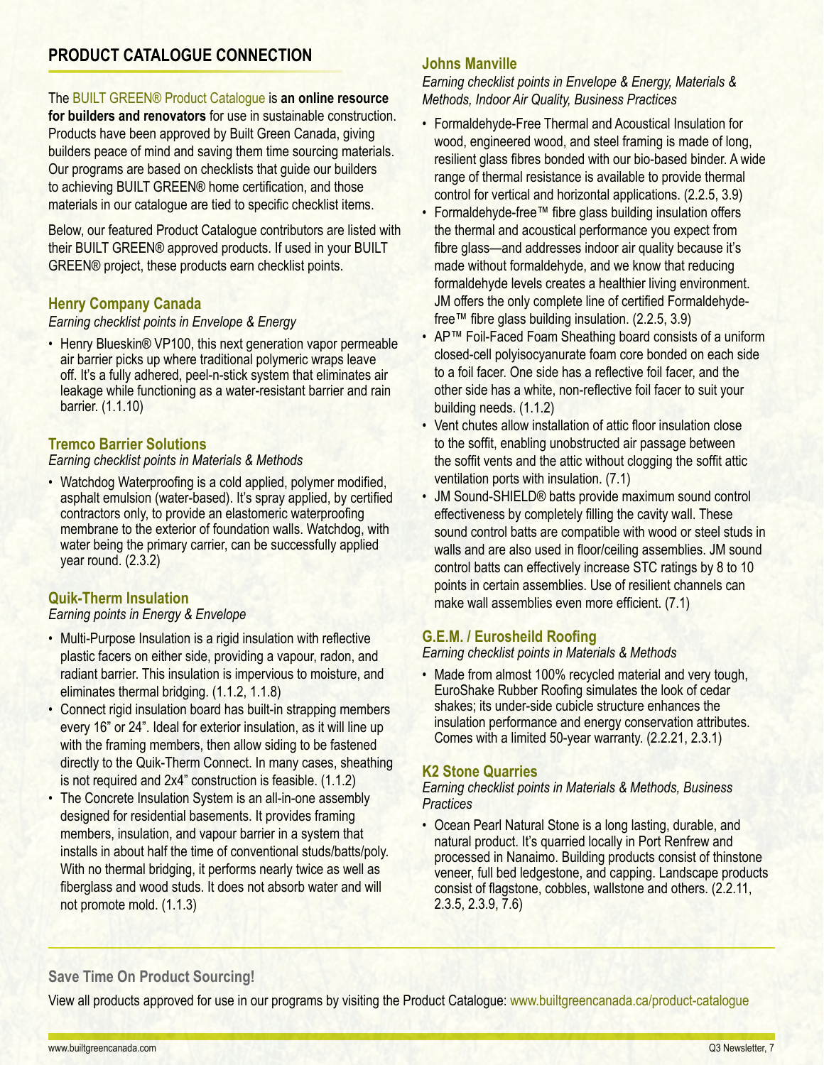## PRODUCT CATALOGUE CONNECTION

The BUILT GREEN® Product Catalogue is **an online resource for builders and renovators** for use in sustainable construction. Products have been approved by Built Green Canada, giving builders peace of mind and saving them time sourcing materials. Our programs are based on checklists that guide our builders to achieving BUILT GREEN® home certification, and those materials in our catalogue are tied to specific checklist items.

Below, our featured Product Catalogue contributors are listed with their BUILT GREEN® approved products. If used in your BUILT GREEN® project, these products earn checklist points.

### Henry Company Canada

*Earning checklist points in Envelope & Energy*

- Henry Blueskin® VP100, this next generation vapor permeable air barrier picks up where traditional polymeric wraps leave off. It's a fully adhered, peel-n-stick system that eliminates air leakage while functioning as a water-resistant barrier and rain barrier. (1.1.10)

### Tremco Barrier Solutions

*Earning checklist points in Materials & Methods*

- Watchdog Waterproofing is a cold applied, polymer modified, asphalt emulsion (water-based). It's spray applied, by certified contractors only, to provide an elastomeric waterproofing membrane to the exterior of foundation walls. Watchdog, with water being the primary carrier, can be successfully applied year round. (2.3.2)

### Quik-Therm Insulation

*Earning points in Energy & Envelope*

- Multi-Purpose Insulation is a rigid insulation with reflective plastic facers on either side, providing a vapour, radon, and radiant barrier. This insulation is impervious to moisture, and eliminates thermal bridging. (1.1.2, 1.1.8)
- Connect rigid insulation board has built-in strapping members every 16" or 24". Ideal for exterior insulation, as it will line up with the framing members, then allow siding to be fastened directly to the Quik-Therm Connect. In many cases, sheathing is not required and 2x4" construction is feasible. (1.1.2)
- The Concrete Insulation System is an all-in-one assembly designed for residential basements. It provides framing members, insulation, and vapour barrier in a system that installs in about half the time of conventional studs/batts/poly. With no thermal bridging, it performs nearly twice as well as fiberglass and wood studs. It does not absorb water and will not promote mold. (1.1.3)

### Johns Manville

*Earning checklist points in Envelope & Energy, Materials & Methods, Indoor Air Quality, Business Practices*

- Formaldehyde-Free Thermal and Acoustical Insulation for wood, engineered wood, and steel framing is made of long, resilient glass fibres bonded with our bio-based binder. A wide range of thermal resistance is available to provide thermal control for vertical and horizontal applications. (2.2.5, 3.9)
- Formaldehyde-free™ fibre glass building insulation offers the thermal and acoustical performance you expect from fibre glass—and addresses indoor air quality because it's made without formaldehyde, and we know that reducing formaldehyde levels creates a healthier living environment. JM offers the only complete line of certified Formaldehyde-free™ fibre glass building insulation. (2.2.5, 3.9)
- AP™ Foil-Faced Foam Sheathing board consists of a uniform closed-cell polyisocyanurate foam core bonded on each side to a foil facer. One side has a reflective foil facer, and the other side has a white, non-reflective foil facer to suit your building needs. (1.1.2)
- Vent chutes allow installation of attic floor insulation close to the soffit, enabling unobstructed air passage between the soffit vents and the attic without clogging the soffit attic ventilation ports with insulation. (7.1)
- JM Sound-SHIELD® batts provide maximum sound control effectiveness by completely filling the cavity wall. These sound control batts are compatible with wood or steel studs in walls and are also used in floor/ceiling assemblies. JM sound control batts can effectively increase STC ratings by 8 to 10 points in certain assemblies. Use of resilient channels can make wall assemblies even more efficient. (7.1)

### G.E.M. / Eurosheild Roofing

*Earning checklist points in Materials & Methods*

- Made from almost 100% recycled material and very tough, EuroShake Rubber Roofing simulates the look of cedar shakes; its under-side cubicle structure enhances the insulation performance and energy conservation attributes. Comes with a limited 50-year warranty. (2.2.21, 2.3.1)

### K2 Stone Quarries

*Earning checklist points in Materials & Methods, Business Practices*

- Ocean Pearl Natural Stone is a long lasting, durable, and natural product. It's quarried locally in Port Renfrew and processed in Nanaimo. Building products consist of thinstone veneer, full bed ledgestone, and capping. Landscape products consist of flagstone, cobbles, wallstone and others. (2.2.11, 2.3.5, 2.3.9, 7.6)

---

**Save Time On Product Sourcing!**

View all products approved for use in our programs by visiting the Product Catalogue: www.builtgreencanada.ca/product-catalogue